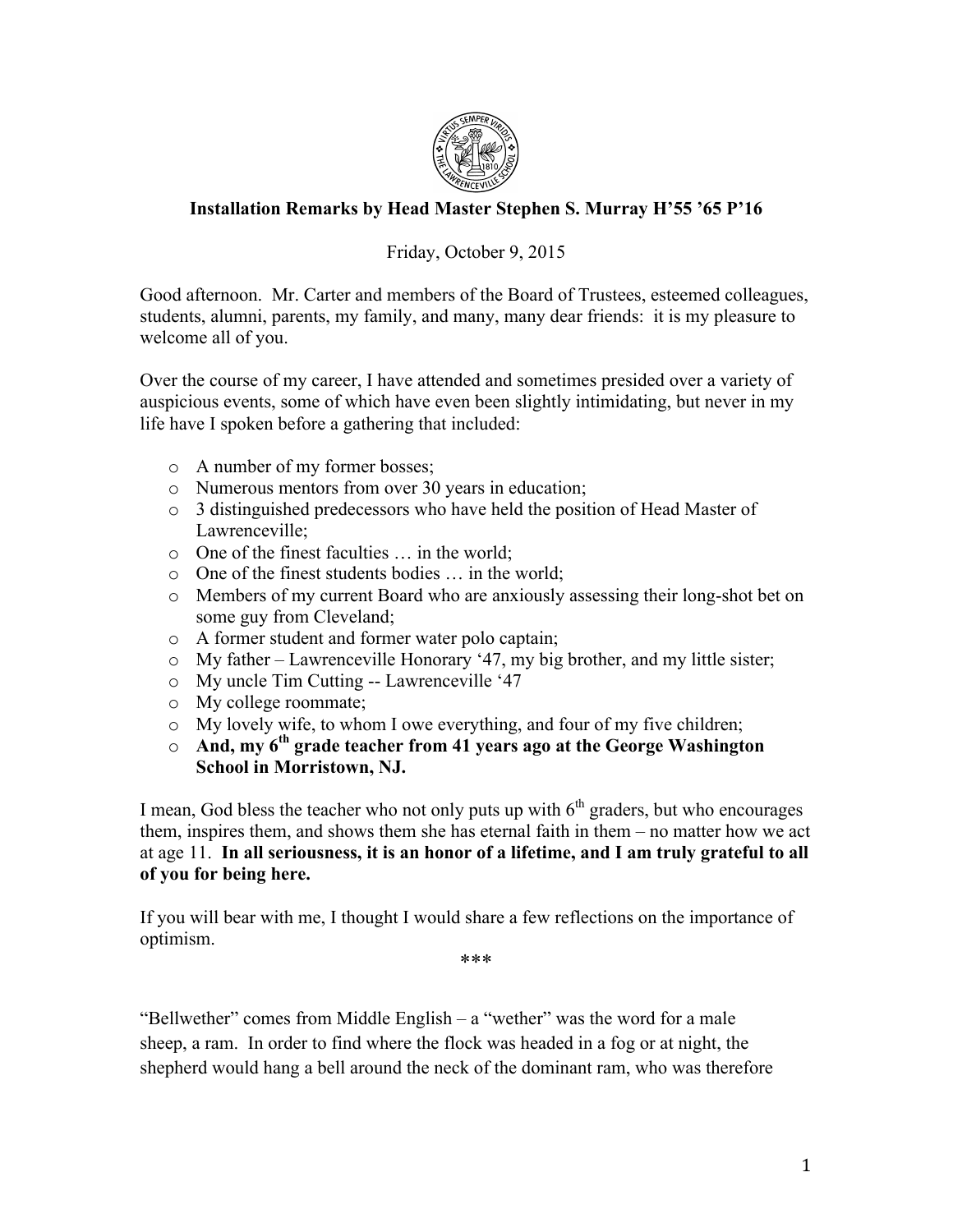**Installation Remarks by Head Master Stephen S. Murray H'55 '65 P'16**

Friday, October 9, 2015

Good afternoon. Mr. Carter and members of the Board of Trustees, esteemed colleagues, students, alumni, parents, my family, and many, many dear friends: it is my pleasure to welcome all of you.

Over the course of my career, I have attended and sometimes presided over a variety of auspicious events, some of which have even been slightly intimidating, but never in my life have I spoken before a gathering that included:

- A number of my former bosses;
- Numerous mentors from over 30 years in education;
- 3 distinguished predecessors who have held the position of Head Master of Lawrenceville;
- One of the finest faculties … in the world;
- One of the finest students bodies … in the world;
- Members of my current Board who are anxiously assessing their long-shot bet on some guy from Cleveland;
- A former student and former water polo captain;
- My father – Lawrenceville Honorary '47, my big brother, and my little sister;
- My uncle Tim Cutting -- Lawrenceville '47
- My college roommate;
- My lovely wife, to whom I owe everything, and four of my five children;
- **And, my 6th grade teacher from 41 years ago at the George Washington School in Morristown, NJ.**

I mean, God bless the teacher who not only puts up with 6th graders, but who encourages them, inspires them, and shows them she has eternal faith in them – no matter how we act at age 11. **In all seriousness, it is an honor of a lifetime, and I am truly grateful to all of you for being here.**

If you will bear with me, I thought I would share a few reflections on the importance of optimism.

***

"Bellwether" comes from Middle English – a "wether" was the word for a male sheep, a ram. In order to find where the flock was headed in a fog or at night, the shepherd would hang a bell around the neck of the dominant ram, who was therefore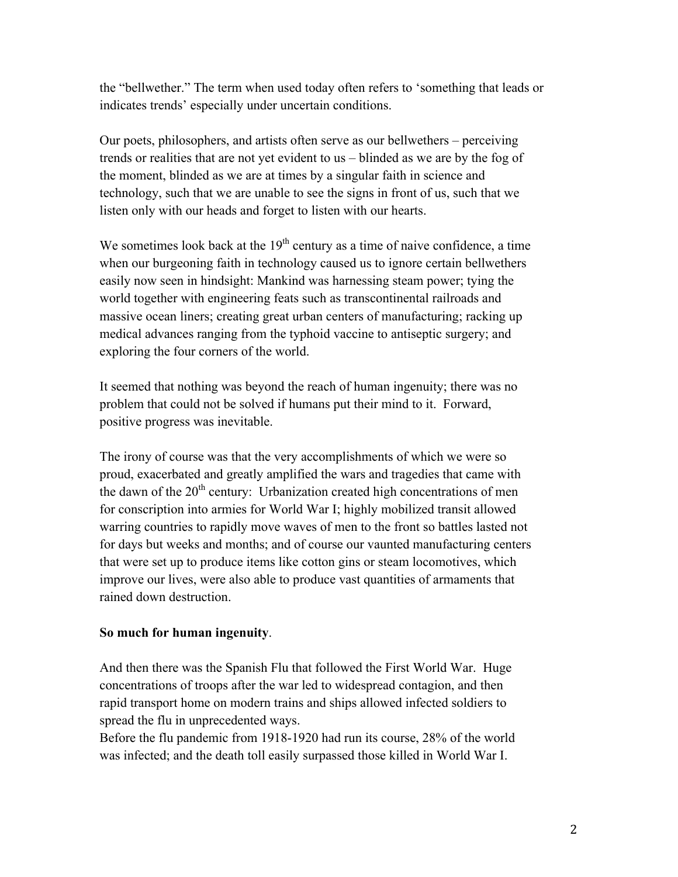the "bellwether." The term when used today often refers to 'something that leads or indicates trends' especially under uncertain conditions.

Our poets, philosophers, and artists often serve as our bellwethers – perceiving trends or realities that are not yet evident to us – blinded as we are by the fog of the moment, blinded as we are at times by a singular faith in science and technology, such that we are unable to see the signs in front of us, such that we listen only with our heads and forget to listen with our hearts.

We sometimes look back at the 19th century as a time of naive confidence, a time when our burgeoning faith in technology caused us to ignore certain bellwethers easily now seen in hindsight: Mankind was harnessing steam power; tying the world together with engineering feats such as transcontinental railroads and massive ocean liners; creating great urban centers of manufacturing; racking up medical advances ranging from the typhoid vaccine to antiseptic surgery; and exploring the four corners of the world.

It seemed that nothing was beyond the reach of human ingenuity; there was no problem that could not be solved if humans put their mind to it. Forward, positive progress was inevitable.

The irony of course was that the very accomplishments of which we were so proud, exacerbated and greatly amplified the wars and tragedies that came with the dawn of the 20th century: Urbanization created high concentrations of men for conscription into armies for World War I; highly mobilized transit allowed warring countries to rapidly move waves of men to the front so battles lasted not for days but weeks and months; and of course our vaunted manufacturing centers that were set up to produce items like cotton gins or steam locomotives, which improve our lives, were also able to produce vast quantities of armaments that rained down destruction.

**So much for human ingenuity**.

And then there was the Spanish Flu that followed the First World War. Huge concentrations of troops after the war led to widespread contagion, and then rapid transport home on modern trains and ships allowed infected soldiers to spread the flu in unprecedented ways.
Before the flu pandemic from 1918-1920 had run its course, 28% of the world was infected; and the death toll easily surpassed those killed in World War I.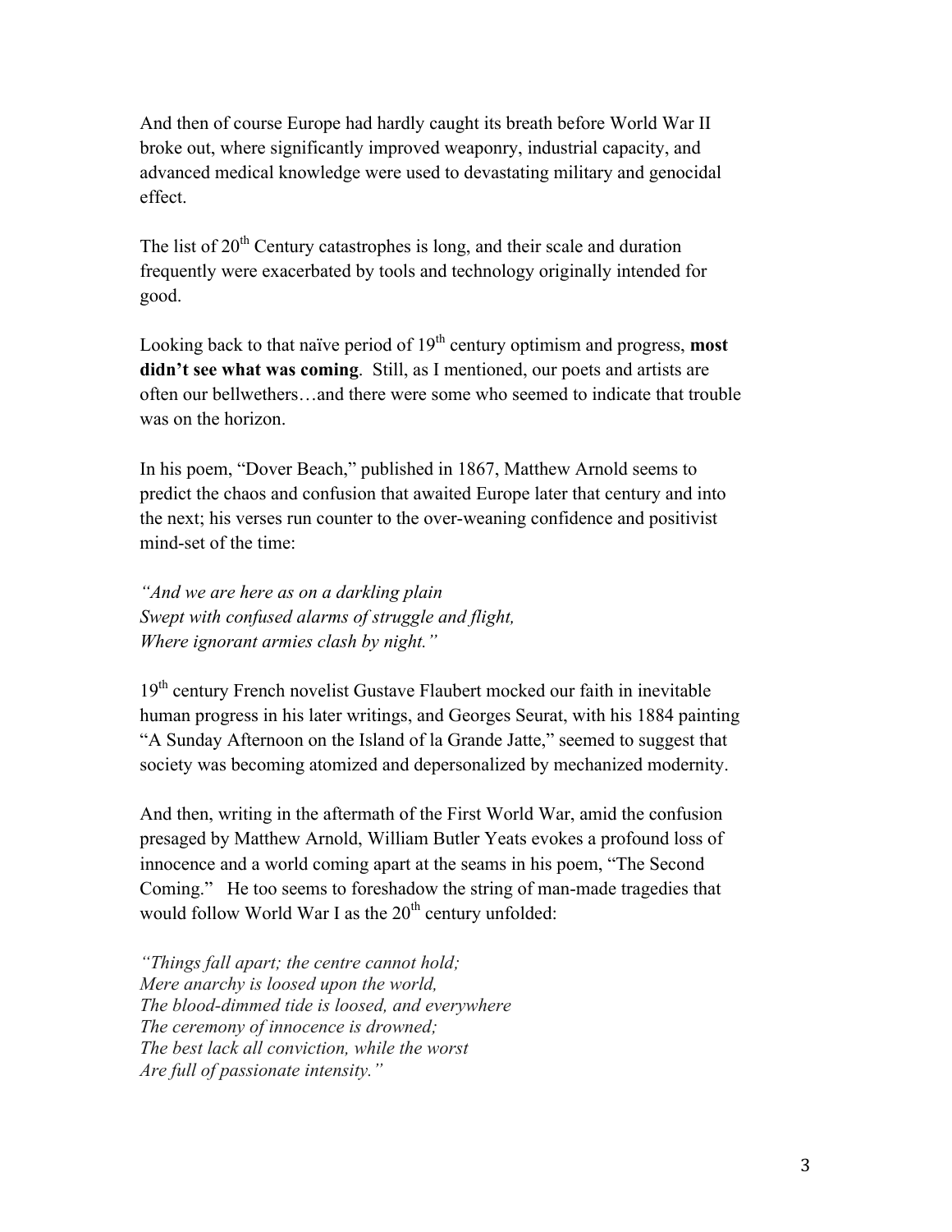And then of course Europe had hardly caught its breath before World War II broke out, where significantly improved weaponry, industrial capacity, and advanced medical knowledge were used to devastating military and genocidal effect.

The list of 20th Century catastrophes is long, and their scale and duration frequently were exacerbated by tools and technology originally intended for good.

Looking back to that naïve period of 19th century optimism and progress, **most didn't see what was coming**. Still, as I mentioned, our poets and artists are often our bellwethers…and there were some who seemed to indicate that trouble was on the horizon.

In his poem, "Dover Beach," published in 1867, Matthew Arnold seems to predict the chaos and confusion that awaited Europe later that century and into the next; his verses run counter to the over-weaning confidence and positivist mind-set of the time:

*"And we are here as on a darkling plain*
*Swept with confused alarms of struggle and flight,*
*Where ignorant armies clash by night."*

19th century French novelist Gustave Flaubert mocked our faith in inevitable human progress in his later writings, and Georges Seurat, with his 1884 painting "A Sunday Afternoon on the Island of la Grande Jatte," seemed to suggest that society was becoming atomized and depersonalized by mechanized modernity.

And then, writing in the aftermath of the First World War, amid the confusion presaged by Matthew Arnold, William Butler Yeats evokes a profound loss of innocence and a world coming apart at the seams in his poem, "The Second Coming." He too seems to foreshadow the string of man-made tragedies that would follow World War I as the 20th century unfolded:

*"Things fall apart; the centre cannot hold;*
*Mere anarchy is loosed upon the world,*
*The blood-dimmed tide is loosed, and everywhere*
*The ceremony of innocence is drowned;*
*The best lack all conviction, while the worst*
*Are full of passionate intensity."*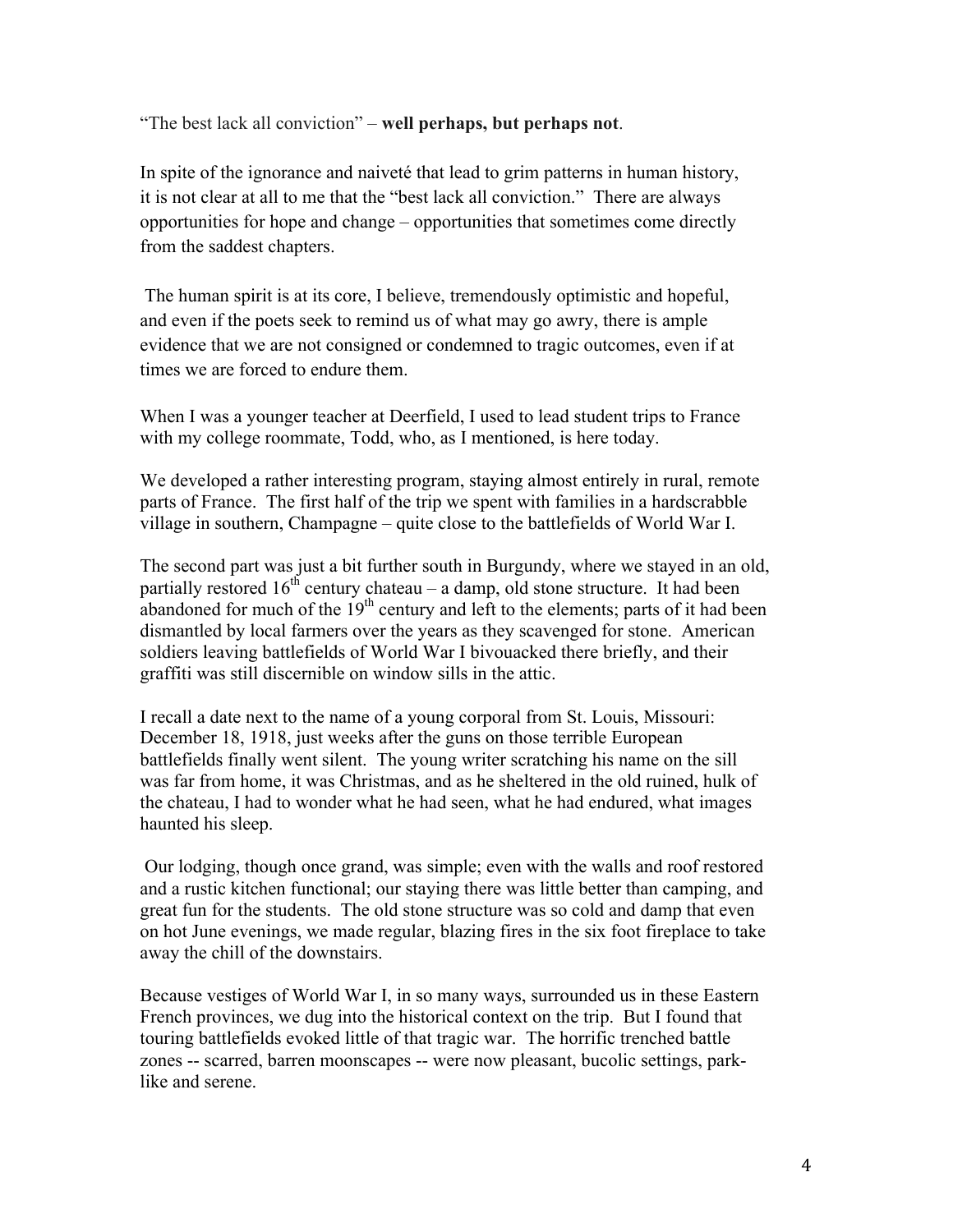"The best lack all conviction" – **well perhaps, but perhaps not**.

In spite of the ignorance and naiveté that lead to grim patterns in human history, it is not clear at all to me that the "best lack all conviction." There are always opportunities for hope and change – opportunities that sometimes come directly from the saddest chapters.

The human spirit is at its core, I believe, tremendously optimistic and hopeful, and even if the poets seek to remind us of what may go awry, there is ample evidence that we are not consigned or condemned to tragic outcomes, even if at times we are forced to endure them.

When I was a younger teacher at Deerfield, I used to lead student trips to France with my college roommate, Todd, who, as I mentioned, is here today.

We developed a rather interesting program, staying almost entirely in rural, remote parts of France. The first half of the trip we spent with families in a hardscrabble village in southern, Champagne – quite close to the battlefields of World War I.

The second part was just a bit further south in Burgundy, where we stayed in an old, partially restored 16th century chateau – a damp, old stone structure. It had been abandoned for much of the 19th century and left to the elements; parts of it had been dismantled by local farmers over the years as they scavenged for stone. American soldiers leaving battlefields of World War I bivouacked there briefly, and their graffiti was still discernible on window sills in the attic.

I recall a date next to the name of a young corporal from St. Louis, Missouri: December 18, 1918, just weeks after the guns on those terrible European battlefields finally went silent. The young writer scratching his name on the sill was far from home, it was Christmas, and as he sheltered in the old ruined, hulk of the chateau, I had to wonder what he had seen, what he had endured, what images haunted his sleep.

Our lodging, though once grand, was simple; even with the walls and roof restored and a rustic kitchen functional; our staying there was little better than camping, and great fun for the students. The old stone structure was so cold and damp that even on hot June evenings, we made regular, blazing fires in the six foot fireplace to take away the chill of the downstairs.

Because vestiges of World War I, in so many ways, surrounded us in these Eastern French provinces, we dug into the historical context on the trip. But I found that touring battlefields evoked little of that tragic war. The horrific trenched battle zones -- scarred, barren moonscapes -- were now pleasant, bucolic settings, park-like and serene.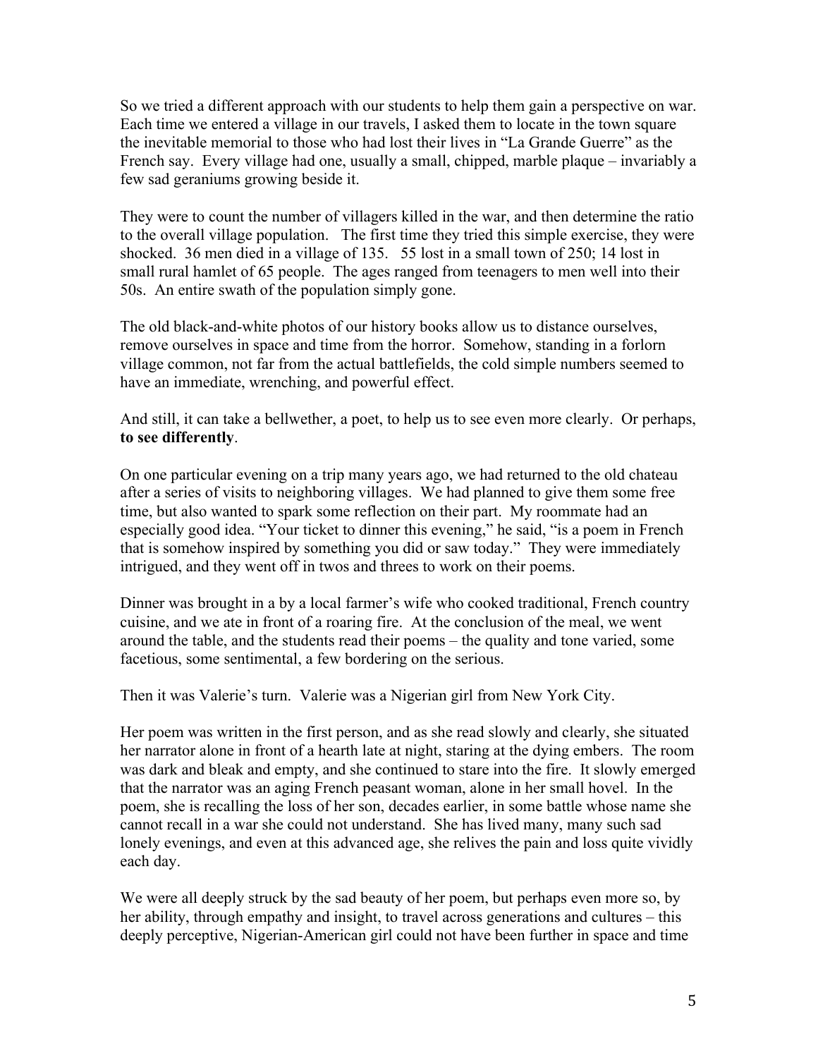So we tried a different approach with our students to help them gain a perspective on war. Each time we entered a village in our travels, I asked them to locate in the town square the inevitable memorial to those who had lost their lives in "La Grande Guerre" as the French say. Every village had one, usually a small, chipped, marble plaque – invariably a few sad geraniums growing beside it.

They were to count the number of villagers killed in the war, and then determine the ratio to the overall village population. The first time they tried this simple exercise, they were shocked. 36 men died in a village of 135. 55 lost in a small town of 250; 14 lost in small rural hamlet of 65 people. The ages ranged from teenagers to men well into their 50s. An entire swath of the population simply gone.

The old black-and-white photos of our history books allow us to distance ourselves, remove ourselves in space and time from the horror. Somehow, standing in a forlorn village common, not far from the actual battlefields, the cold simple numbers seemed to have an immediate, wrenching, and powerful effect.

And still, it can take a bellwether, a poet, to help us to see even more clearly. Or perhaps, **to see differently**.

On one particular evening on a trip many years ago, we had returned to the old chateau after a series of visits to neighboring villages. We had planned to give them some free time, but also wanted to spark some reflection on their part. My roommate had an especially good idea. "Your ticket to dinner this evening," he said, "is a poem in French that is somehow inspired by something you did or saw today." They were immediately intrigued, and they went off in twos and threes to work on their poems.

Dinner was brought in a by a local farmer's wife who cooked traditional, French country cuisine, and we ate in front of a roaring fire. At the conclusion of the meal, we went around the table, and the students read their poems – the quality and tone varied, some facetious, some sentimental, a few bordering on the serious.

Then it was Valerie's turn. Valerie was a Nigerian girl from New York City.

Her poem was written in the first person, and as she read slowly and clearly, she situated her narrator alone in front of a hearth late at night, staring at the dying embers. The room was dark and bleak and empty, and she continued to stare into the fire. It slowly emerged that the narrator was an aging French peasant woman, alone in her small hovel. In the poem, she is recalling the loss of her son, decades earlier, in some battle whose name she cannot recall in a war she could not understand. She has lived many, many such sad lonely evenings, and even at this advanced age, she relives the pain and loss quite vividly each day.

We were all deeply struck by the sad beauty of her poem, but perhaps even more so, by her ability, through empathy and insight, to travel across generations and cultures – this deeply perceptive, Nigerian-American girl could not have been further in space and time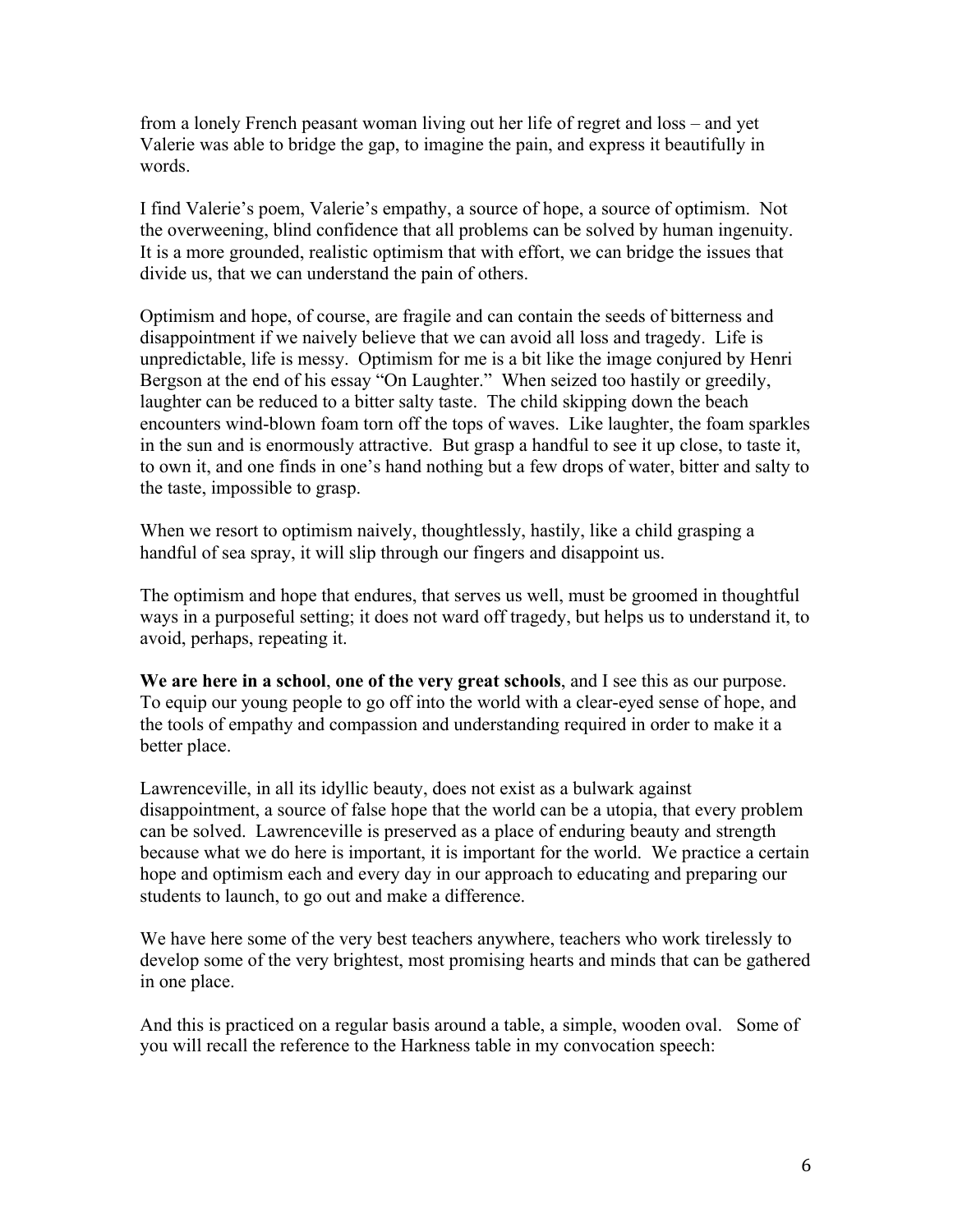from a lonely French peasant woman living out her life of regret and loss – and yet Valerie was able to bridge the gap, to imagine the pain, and express it beautifully in words.

I find Valerie's poem, Valerie's empathy, a source of hope, a source of optimism. Not the overweening, blind confidence that all problems can be solved by human ingenuity. It is a more grounded, realistic optimism that with effort, we can bridge the issues that divide us, that we can understand the pain of others.

Optimism and hope, of course, are fragile and can contain the seeds of bitterness and disappointment if we naively believe that we can avoid all loss and tragedy. Life is unpredictable, life is messy. Optimism for me is a bit like the image conjured by Henri Bergson at the end of his essay "On Laughter." When seized too hastily or greedily, laughter can be reduced to a bitter salty taste. The child skipping down the beach encounters wind-blown foam torn off the tops of waves. Like laughter, the foam sparkles in the sun and is enormously attractive. But grasp a handful to see it up close, to taste it, to own it, and one finds in one's hand nothing but a few drops of water, bitter and salty to the taste, impossible to grasp.

When we resort to optimism naively, thoughtlessly, hastily, like a child grasping a handful of sea spray, it will slip through our fingers and disappoint us.

The optimism and hope that endures, that serves us well, must be groomed in thoughtful ways in a purposeful setting; it does not ward off tragedy, but helps us to understand it, to avoid, perhaps, repeating it.

**We are here in a school**, **one of the very great schools**, and I see this as our purpose. To equip our young people to go off into the world with a clear-eyed sense of hope, and the tools of empathy and compassion and understanding required in order to make it a better place.

Lawrenceville, in all its idyllic beauty, does not exist as a bulwark against disappointment, a source of false hope that the world can be a utopia, that every problem can be solved. Lawrenceville is preserved as a place of enduring beauty and strength because what we do here is important, it is important for the world. We practice a certain hope and optimism each and every day in our approach to educating and preparing our students to launch, to go out and make a difference.

We have here some of the very best teachers anywhere, teachers who work tirelessly to develop some of the very brightest, most promising hearts and minds that can be gathered in one place.

And this is practiced on a regular basis around a table, a simple, wooden oval. Some of you will recall the reference to the Harkness table in my convocation speech: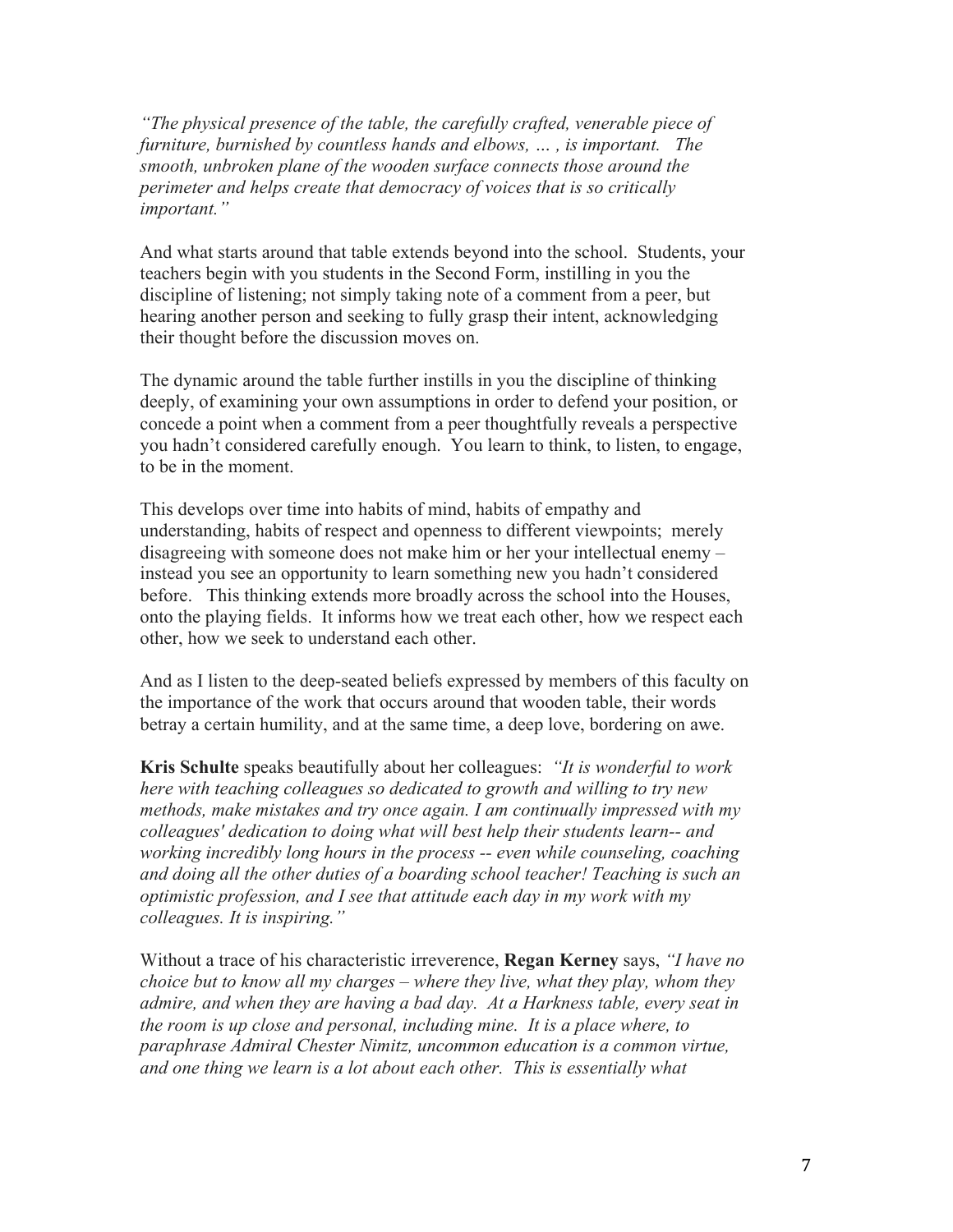*"The physical presence of the table, the carefully crafted, venerable piece of furniture, burnished by countless hands and elbows, … , is important. The smooth, unbroken plane of the wooden surface connects those around the perimeter and helps create that democracy of voices that is so critically important."*

And what starts around that table extends beyond into the school. Students, your teachers begin with you students in the Second Form, instilling in you the discipline of listening; not simply taking note of a comment from a peer, but hearing another person and seeking to fully grasp their intent, acknowledging their thought before the discussion moves on.

The dynamic around the table further instills in you the discipline of thinking deeply, of examining your own assumptions in order to defend your position, or concede a point when a comment from a peer thoughtfully reveals a perspective you hadn't considered carefully enough. You learn to think, to listen, to engage, to be in the moment.

This develops over time into habits of mind, habits of empathy and understanding, habits of respect and openness to different viewpoints; merely disagreeing with someone does not make him or her your intellectual enemy – instead you see an opportunity to learn something new you hadn't considered before. This thinking extends more broadly across the school into the Houses, onto the playing fields. It informs how we treat each other, how we respect each other, how we seek to understand each other.

And as I listen to the deep-seated beliefs expressed by members of this faculty on the importance of the work that occurs around that wooden table, their words betray a certain humility, and at the same time, a deep love, bordering on awe.

**Kris Schulte** speaks beautifully about her colleagues: *"It is wonderful to work here with teaching colleagues so dedicated to growth and willing to try new methods, make mistakes and try once again. I am continually impressed with my colleagues' dedication to doing what will best help their students learn-- and working incredibly long hours in the process -- even while counseling, coaching and doing all the other duties of a boarding school teacher! Teaching is such an optimistic profession, and I see that attitude each day in my work with my colleagues. It is inspiring."*

Without a trace of his characteristic irreverence, **Regan Kerney** says, *"I have no choice but to know all my charges – where they live, what they play, whom they admire, and when they are having a bad day. At a Harkness table, every seat in the room is up close and personal, including mine. It is a place where, to paraphrase Admiral Chester Nimitz, uncommon education is a common virtue, and one thing we learn is a lot about each other. This is essentially what*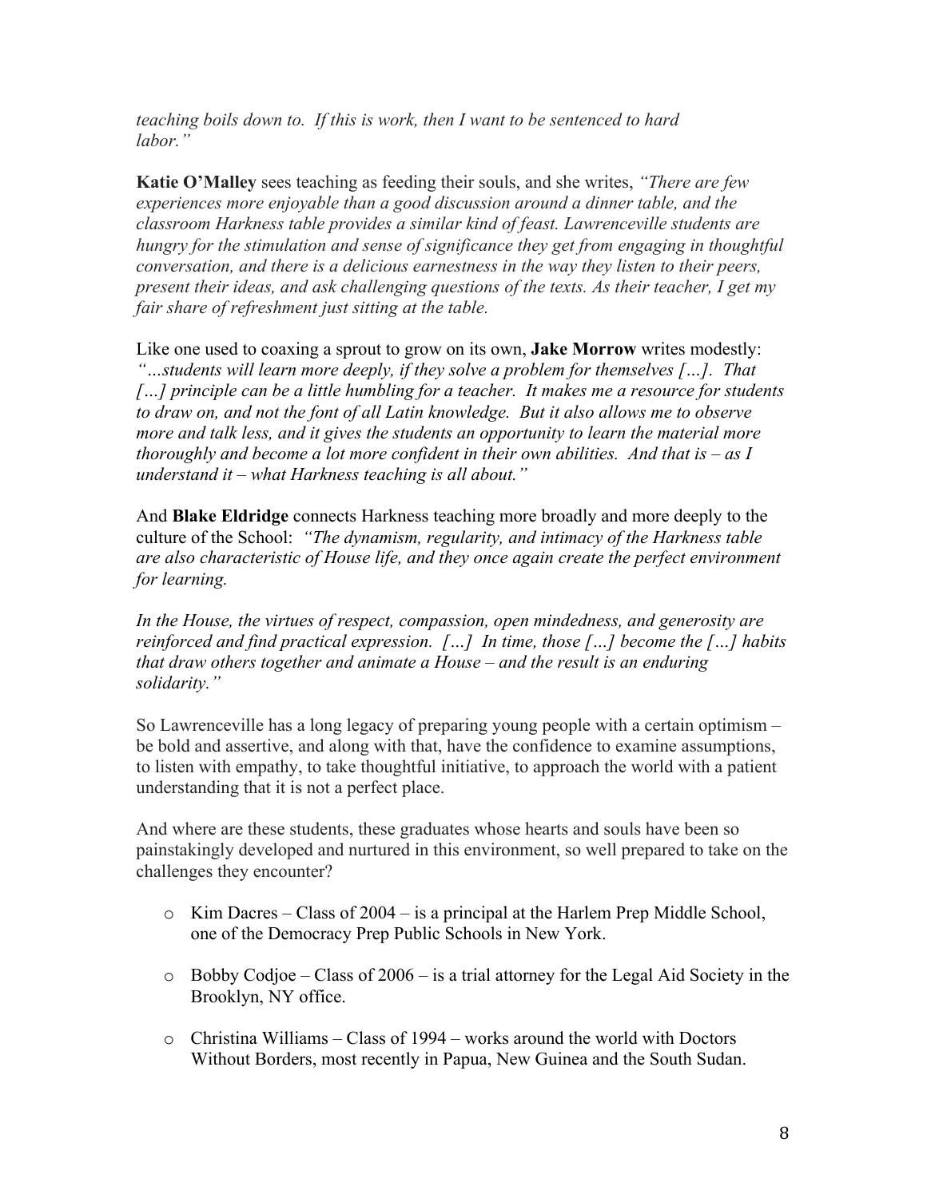*teaching boils down to. If this is work, then I want to be sentenced to hard labor."*

**Katie O'Malley** sees teaching as feeding their souls, and she writes, *"There are few experiences more enjoyable than a good discussion around a dinner table, and the classroom Harkness table provides a similar kind of feast. Lawrenceville students are hungry for the stimulation and sense of significance they get from engaging in thoughtful conversation, and there is a delicious earnestness in the way they listen to their peers, present their ideas, and ask challenging questions of the texts. As their teacher, I get my fair share of refreshment just sitting at the table.*

Like one used to coaxing a sprout to grow on its own, **Jake Morrow** writes modestly: *"…students will learn more deeply, if they solve a problem for themselves […]. That […] principle can be a little humbling for a teacher. It makes me a resource for students to draw on, and not the font of all Latin knowledge. But it also allows me to observe more and talk less, and it gives the students an opportunity to learn the material more thoroughly and become a lot more confident in their own abilities. And that is – as I understand it – what Harkness teaching is all about."*

And **Blake Eldridge** connects Harkness teaching more broadly and more deeply to the culture of the School: *"The dynamism, regularity, and intimacy of the Harkness table are also characteristic of House life, and they once again create the perfect environment for learning.*

*In the House, the virtues of respect, compassion, open mindedness, and generosity are reinforced and find practical expression. […] In time, those […] become the […] habits that draw others together and animate a House – and the result is an enduring solidarity."*

So Lawrenceville has a long legacy of preparing young people with a certain optimism – be bold and assertive, and along with that, have the confidence to examine assumptions, to listen with empathy, to take thoughtful initiative, to approach the world with a patient understanding that it is not a perfect place.

And where are these students, these graduates whose hearts and souls have been so painstakingly developed and nurtured in this environment, so well prepared to take on the challenges they encounter?

- Kim Dacres – Class of 2004 – is a principal at the Harlem Prep Middle School, one of the Democracy Prep Public Schools in New York.
- Bobby Codjoe – Class of 2006 – is a trial attorney for the Legal Aid Society in the Brooklyn, NY office.
- Christina Williams – Class of 1994 – works around the world with Doctors Without Borders, most recently in Papua, New Guinea and the South Sudan.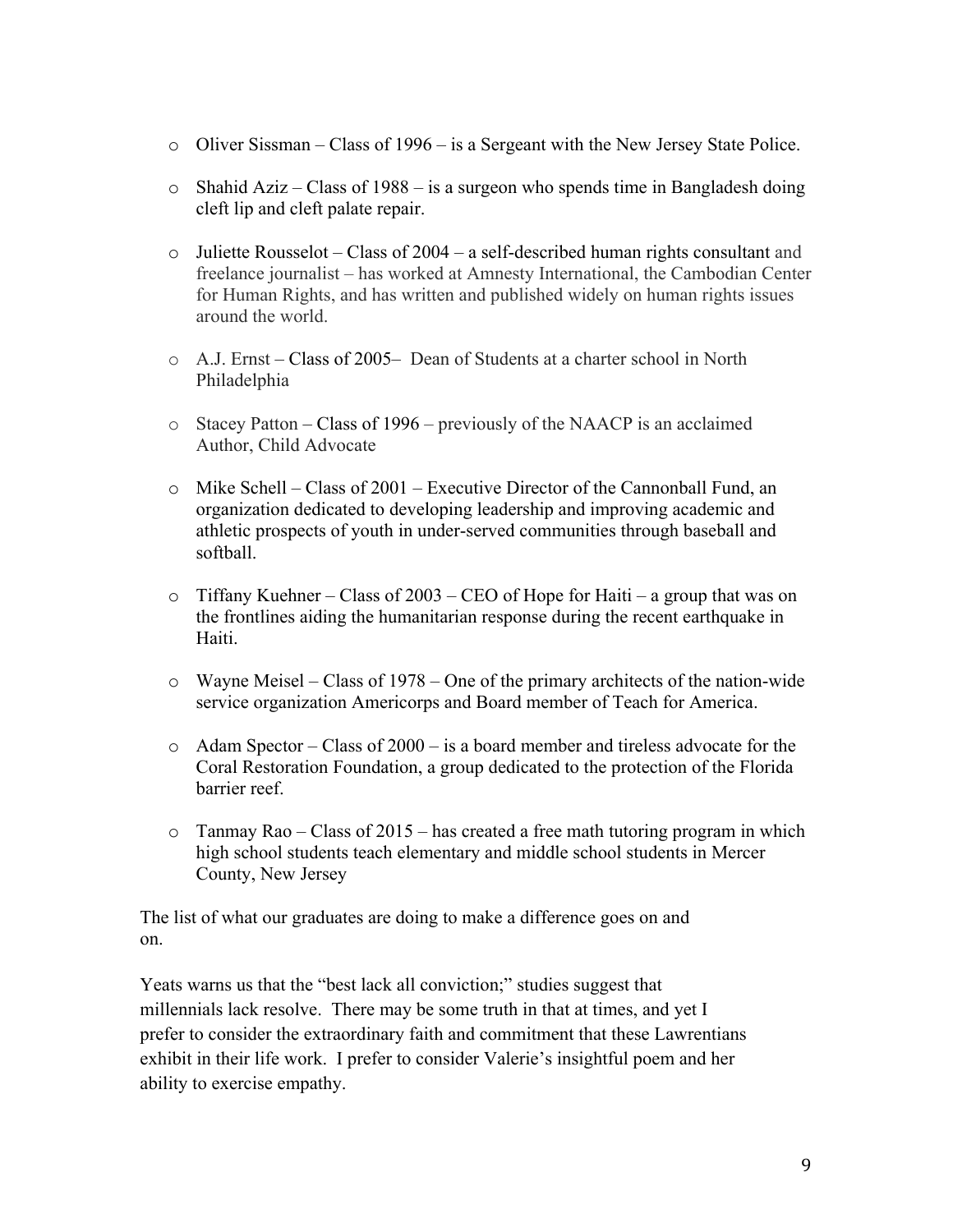- Oliver Sissman – Class of 1996 – is a Sergeant with the New Jersey State Police.
- Shahid Aziz – Class of 1988 – is a surgeon who spends time in Bangladesh doing cleft lip and cleft palate repair.
- Juliette Rousselot – Class of 2004 – a self-described human rights consultant and freelance journalist – has worked at Amnesty International, the Cambodian Center for Human Rights, and has written and published widely on human rights issues around the world.
- A.J. Ernst – Class of 2005– Dean of Students at a charter school in North Philadelphia
- Stacey Patton – Class of 1996 – previously of the NAACP is an acclaimed Author, Child Advocate
- Mike Schell – Class of 2001 – Executive Director of the Cannonball Fund, an organization dedicated to developing leadership and improving academic and athletic prospects of youth in under-served communities through baseball and softball.
- Tiffany Kuehner – Class of 2003 – CEO of Hope for Haiti – a group that was on the frontlines aiding the humanitarian response during the recent earthquake in Haiti.
- Wayne Meisel – Class of 1978 – One of the primary architects of the nation-wide service organization Americorps and Board member of Teach for America.
- Adam Spector – Class of 2000 – is a board member and tireless advocate for the Coral Restoration Foundation, a group dedicated to the protection of the Florida barrier reef.
- Tanmay Rao – Class of 2015 – has created a free math tutoring program in which high school students teach elementary and middle school students in Mercer County, New Jersey

The list of what our graduates are doing to make a difference goes on and on.

Yeats warns us that the "best lack all conviction;" studies suggest that millennials lack resolve. There may be some truth in that at times, and yet I prefer to consider the extraordinary faith and commitment that these Lawrentians exhibit in their life work. I prefer to consider Valerie's insightful poem and her ability to exercise empathy.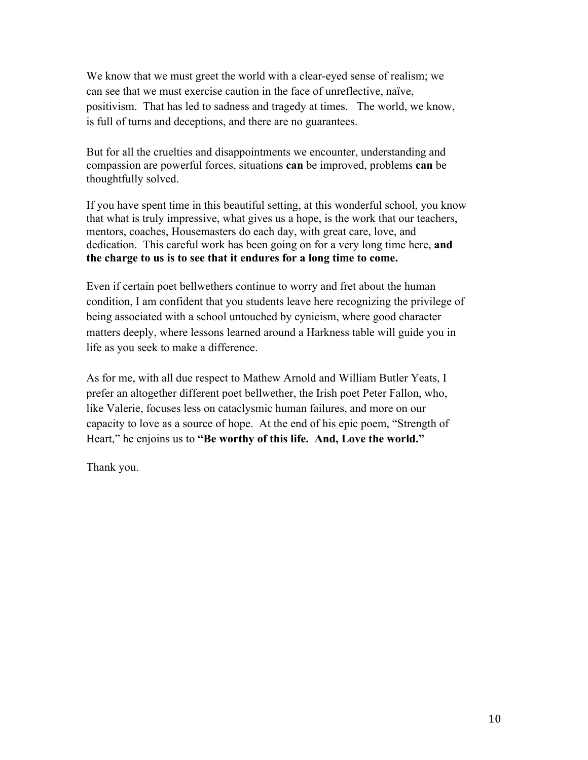We know that we must greet the world with a clear-eyed sense of realism; we can see that we must exercise caution in the face of unreflective, naïve, positivism. That has led to sadness and tragedy at times. The world, we know, is full of turns and deceptions, and there are no guarantees.

But for all the cruelties and disappointments we encounter, understanding and compassion are powerful forces, situations **can** be improved, problems **can** be thoughtfully solved.

If you have spent time in this beautiful setting, at this wonderful school, you know that what is truly impressive, what gives us a hope, is the work that our teachers, mentors, coaches, Housemasters do each day, with great care, love, and dedication. This careful work has been going on for a very long time here, **and the charge to us is to see that it endures for a long time to come.**

Even if certain poet bellwethers continue to worry and fret about the human condition, I am confident that you students leave here recognizing the privilege of being associated with a school untouched by cynicism, where good character matters deeply, where lessons learned around a Harkness table will guide you in life as you seek to make a difference.

As for me, with all due respect to Mathew Arnold and William Butler Yeats, I prefer an altogether different poet bellwether, the Irish poet Peter Fallon, who, like Valerie, focuses less on cataclysmic human failures, and more on our capacity to love as a source of hope. At the end of his epic poem, "Strength of Heart," he enjoins us to **"Be worthy of this life. And, Love the world."**

Thank you.